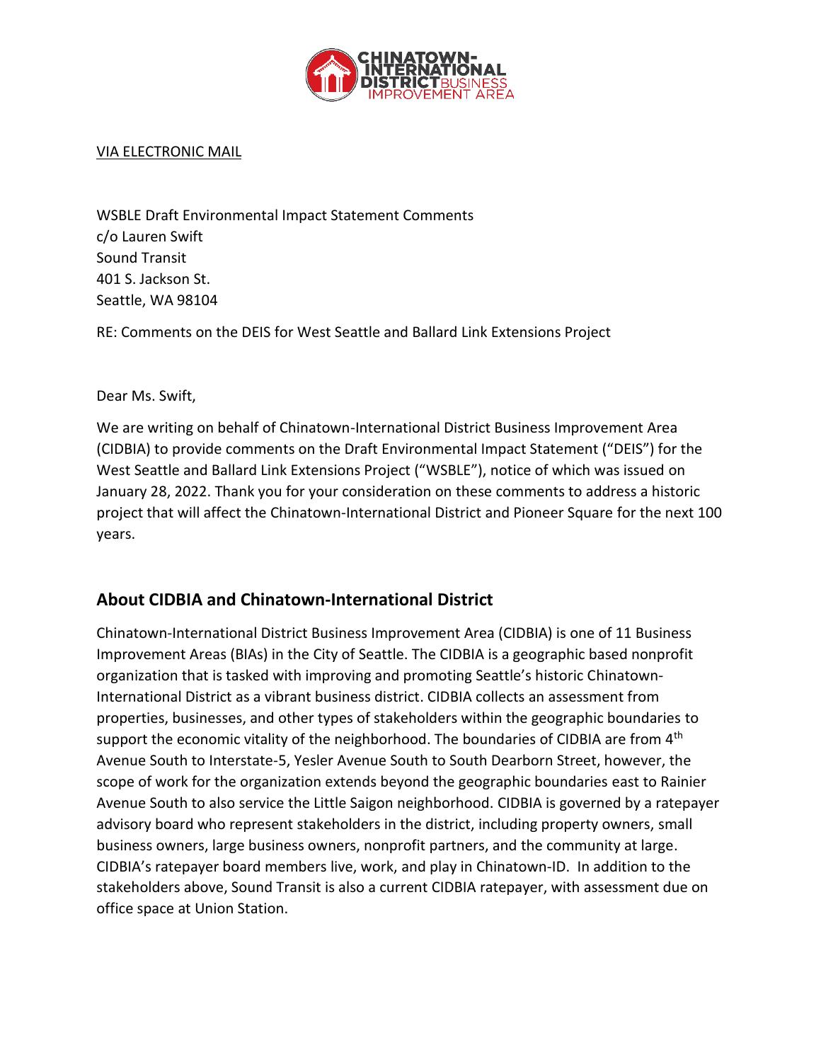VIA ELECTRONIC MAIL

WSBLE Draft Environmental Impact Statement Comments
c/o Lauren Swift
Sound Transit
401 S. Jackson St.
Seattle, WA 98104

RE: Comments on the DEIS for West Seattle and Ballard Link Extensions Project

Dear Ms. Swift,

We are writing on behalf of Chinatown-International District Business Improvement Area (CIDBIA) to provide comments on the Draft Environmental Impact Statement ("DEIS") for the West Seattle and Ballard Link Extensions Project ("WSBLE"), notice of which was issued on January 28, 2022. Thank you for your consideration on these comments to address a historic project that will affect the Chinatown-International District and Pioneer Square for the next 100 years.

## About CIDBIA and Chinatown-International District

Chinatown-International District Business Improvement Area (CIDBIA) is one of 11 Business Improvement Areas (BIAs) in the City of Seattle. The CIDBIA is a geographic based nonprofit organization that is tasked with improving and promoting Seattle's historic Chinatown-International District as a vibrant business district. CIDBIA collects an assessment from properties, businesses, and other types of stakeholders within the geographic boundaries to support the economic vitality of the neighborhood. The boundaries of CIDBIA are from 4th Avenue South to Interstate-5, Yesler Avenue South to South Dearborn Street, however, the scope of work for the organization extends beyond the geographic boundaries east to Rainier Avenue South to also service the Little Saigon neighborhood. CIDBIA is governed by a ratepayer advisory board who represent stakeholders in the district, including property owners, small business owners, large business owners, nonprofit partners, and the community at large. CIDBIA's ratepayer board members live, work, and play in Chinatown-ID. In addition to the stakeholders above, Sound Transit is also a current CIDBIA ratepayer, with assessment due on office space at Union Station.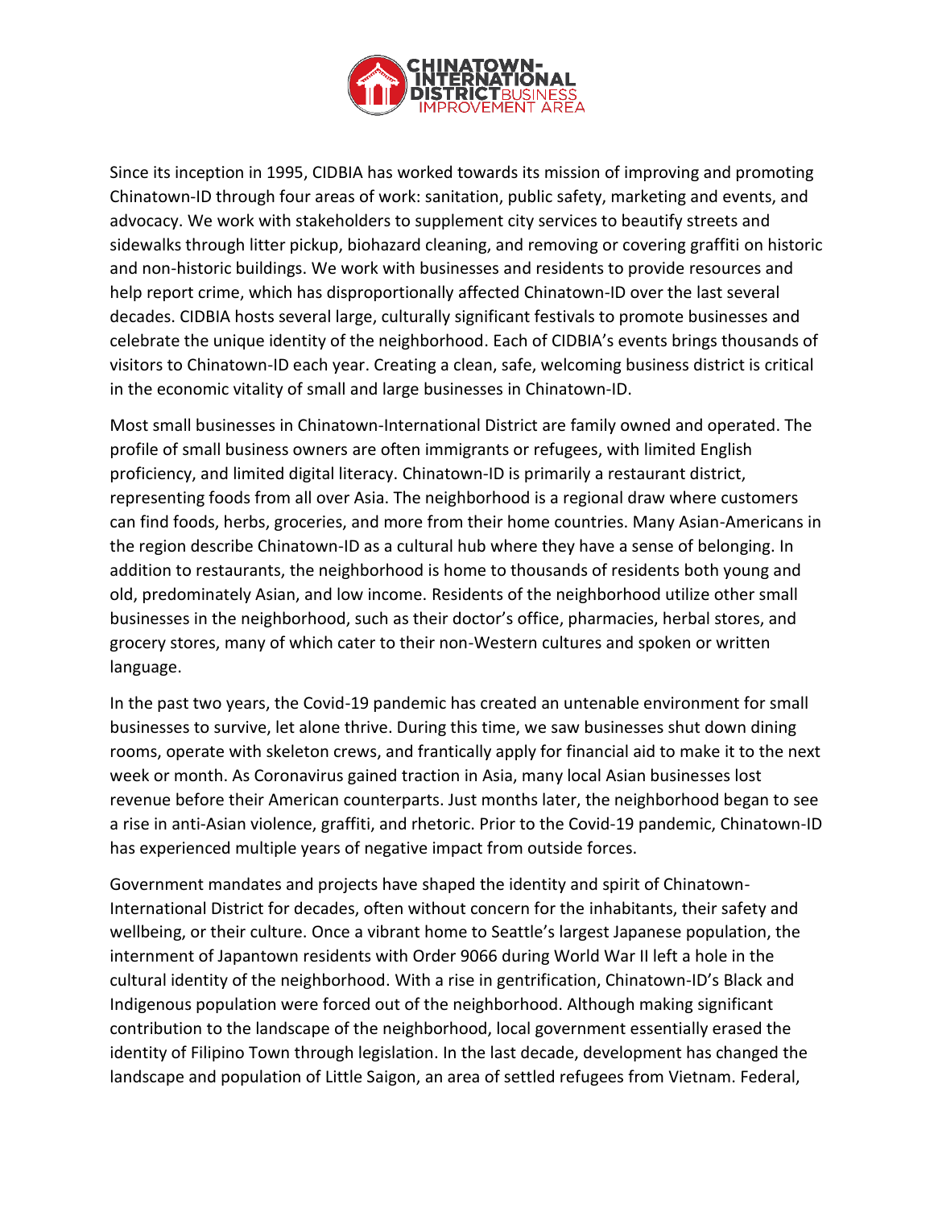Since its inception in 1995, CIDBIA has worked towards its mission of improving and promoting Chinatown-ID through four areas of work: sanitation, public safety, marketing and events, and advocacy. We work with stakeholders to supplement city services to beautify streets and sidewalks through litter pickup, biohazard cleaning, and removing or covering graffiti on historic and non-historic buildings. We work with businesses and residents to provide resources and help report crime, which has disproportionally affected Chinatown-ID over the last several decades. CIDBIA hosts several large, culturally significant festivals to promote businesses and celebrate the unique identity of the neighborhood. Each of CIDBIA's events brings thousands of visitors to Chinatown-ID each year. Creating a clean, safe, welcoming business district is critical in the economic vitality of small and large businesses in Chinatown-ID.

Most small businesses in Chinatown-International District are family owned and operated. The profile of small business owners are often immigrants or refugees, with limited English proficiency, and limited digital literacy. Chinatown-ID is primarily a restaurant district, representing foods from all over Asia. The neighborhood is a regional draw where customers can find foods, herbs, groceries, and more from their home countries. Many Asian-Americans in the region describe Chinatown-ID as a cultural hub where they have a sense of belonging. In addition to restaurants, the neighborhood is home to thousands of residents both young and old, predominately Asian, and low income. Residents of the neighborhood utilize other small businesses in the neighborhood, such as their doctor's office, pharmacies, herbal stores, and grocery stores, many of which cater to their non-Western cultures and spoken or written language.

In the past two years, the Covid-19 pandemic has created an untenable environment for small businesses to survive, let alone thrive. During this time, we saw businesses shut down dining rooms, operate with skeleton crews, and frantically apply for financial aid to make it to the next week or month. As Coronavirus gained traction in Asia, many local Asian businesses lost revenue before their American counterparts. Just months later, the neighborhood began to see a rise in anti-Asian violence, graffiti, and rhetoric. Prior to the Covid-19 pandemic, Chinatown-ID has experienced multiple years of negative impact from outside forces.

Government mandates and projects have shaped the identity and spirit of Chinatown-International District for decades, often without concern for the inhabitants, their safety and wellbeing, or their culture. Once a vibrant home to Seattle's largest Japanese population, the internment of Japantown residents with Order 9066 during World War II left a hole in the cultural identity of the neighborhood. With a rise in gentrification, Chinatown-ID's Black and Indigenous population were forced out of the neighborhood. Although making significant contribution to the landscape of the neighborhood, local government essentially erased the identity of Filipino Town through legislation. In the last decade, development has changed the landscape and population of Little Saigon, an area of settled refugees from Vietnam. Federal,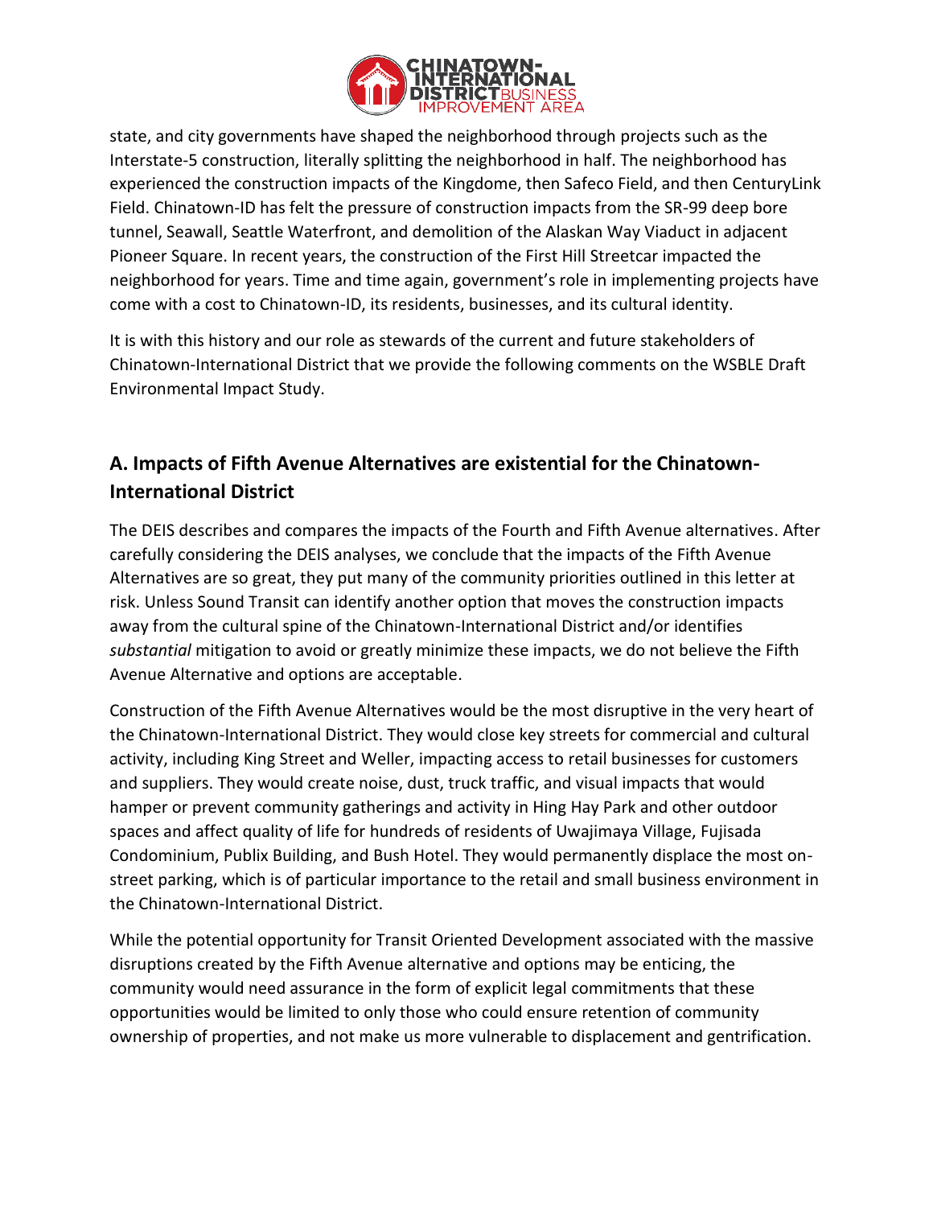state, and city governments have shaped the neighborhood through projects such as the Interstate-5 construction, literally splitting the neighborhood in half. The neighborhood has experienced the construction impacts of the Kingdome, then Safeco Field, and then CenturyLink Field. Chinatown-ID has felt the pressure of construction impacts from the SR-99 deep bore tunnel, Seawall, Seattle Waterfront, and demolition of the Alaskan Way Viaduct in adjacent Pioneer Square. In recent years, the construction of the First Hill Streetcar impacted the neighborhood for years. Time and time again, government's role in implementing projects have come with a cost to Chinatown-ID, its residents, businesses, and its cultural identity.

It is with this history and our role as stewards of the current and future stakeholders of Chinatown-International District that we provide the following comments on the WSBLE Draft Environmental Impact Study.

## A. Impacts of Fifth Avenue Alternatives are existential for the Chinatown-International District

The DEIS describes and compares the impacts of the Fourth and Fifth Avenue alternatives. After carefully considering the DEIS analyses, we conclude that the impacts of the Fifth Avenue Alternatives are so great, they put many of the community priorities outlined in this letter at risk. Unless Sound Transit can identify another option that moves the construction impacts away from the cultural spine of the Chinatown-International District and/or identifies *substantial* mitigation to avoid or greatly minimize these impacts, we do not believe the Fifth Avenue Alternative and options are acceptable.

Construction of the Fifth Avenue Alternatives would be the most disruptive in the very heart of the Chinatown-International District. They would close key streets for commercial and cultural activity, including King Street and Weller, impacting access to retail businesses for customers and suppliers. They would create noise, dust, truck traffic, and visual impacts that would hamper or prevent community gatherings and activity in Hing Hay Park and other outdoor spaces and affect quality of life for hundreds of residents of Uwajimaya Village, Fujisada Condominium, Publix Building, and Bush Hotel. They would permanently displace the most on-street parking, which is of particular importance to the retail and small business environment in the Chinatown-International District.

While the potential opportunity for Transit Oriented Development associated with the massive disruptions created by the Fifth Avenue alternative and options may be enticing, the community would need assurance in the form of explicit legal commitments that these opportunities would be limited to only those who could ensure retention of community ownership of properties, and not make us more vulnerable to displacement and gentrification.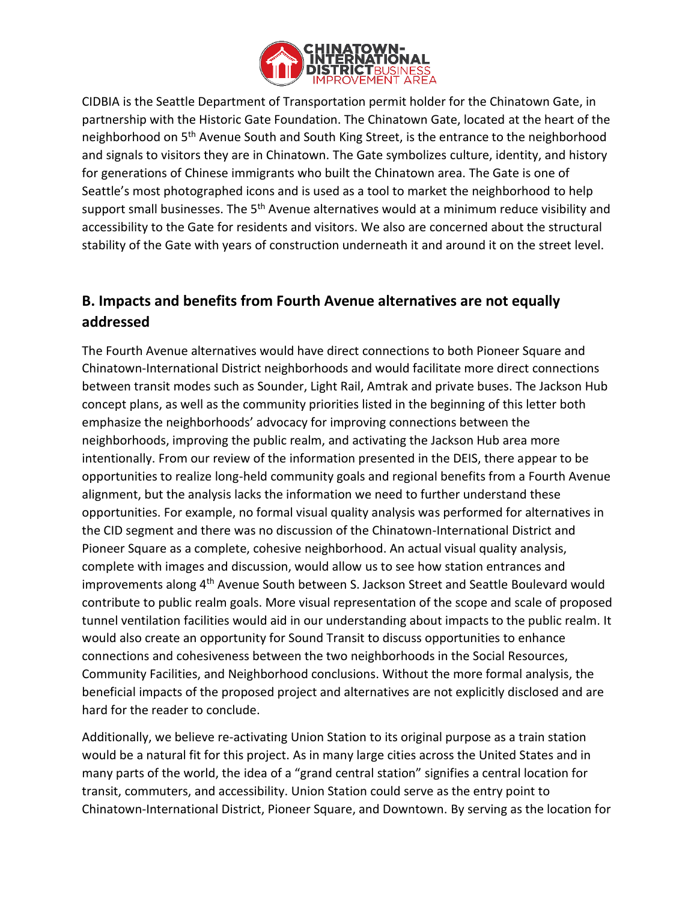CIDBIA is the Seattle Department of Transportation permit holder for the Chinatown Gate, in partnership with the Historic Gate Foundation. The Chinatown Gate, located at the heart of the neighborhood on 5th Avenue South and South King Street, is the entrance to the neighborhood and signals to visitors they are in Chinatown. The Gate symbolizes culture, identity, and history for generations of Chinese immigrants who built the Chinatown area. The Gate is one of Seattle's most photographed icons and is used as a tool to market the neighborhood to help support small businesses. The 5th Avenue alternatives would at a minimum reduce visibility and accessibility to the Gate for residents and visitors. We also are concerned about the structural stability of the Gate with years of construction underneath it and around it on the street level.

## B. Impacts and benefits from Fourth Avenue alternatives are not equally addressed

The Fourth Avenue alternatives would have direct connections to both Pioneer Square and Chinatown-International District neighborhoods and would facilitate more direct connections between transit modes such as Sounder, Light Rail, Amtrak and private buses. The Jackson Hub concept plans, as well as the community priorities listed in the beginning of this letter both emphasize the neighborhoods' advocacy for improving connections between the neighborhoods, improving the public realm, and activating the Jackson Hub area more intentionally. From our review of the information presented in the DEIS, there appear to be opportunities to realize long-held community goals and regional benefits from a Fourth Avenue alignment, but the analysis lacks the information we need to further understand these opportunities. For example, no formal visual quality analysis was performed for alternatives in the CID segment and there was no discussion of the Chinatown-International District and Pioneer Square as a complete, cohesive neighborhood. An actual visual quality analysis, complete with images and discussion, would allow us to see how station entrances and improvements along 4th Avenue South between S. Jackson Street and Seattle Boulevard would contribute to public realm goals. More visual representation of the scope and scale of proposed tunnel ventilation facilities would aid in our understanding about impacts to the public realm. It would also create an opportunity for Sound Transit to discuss opportunities to enhance connections and cohesiveness between the two neighborhoods in the Social Resources, Community Facilities, and Neighborhood conclusions. Without the more formal analysis, the beneficial impacts of the proposed project and alternatives are not explicitly disclosed and are hard for the reader to conclude.

Additionally, we believe re-activating Union Station to its original purpose as a train station would be a natural fit for this project. As in many large cities across the United States and in many parts of the world, the idea of a "grand central station" signifies a central location for transit, commuters, and accessibility. Union Station could serve as the entry point to Chinatown-International District, Pioneer Square, and Downtown. By serving as the location for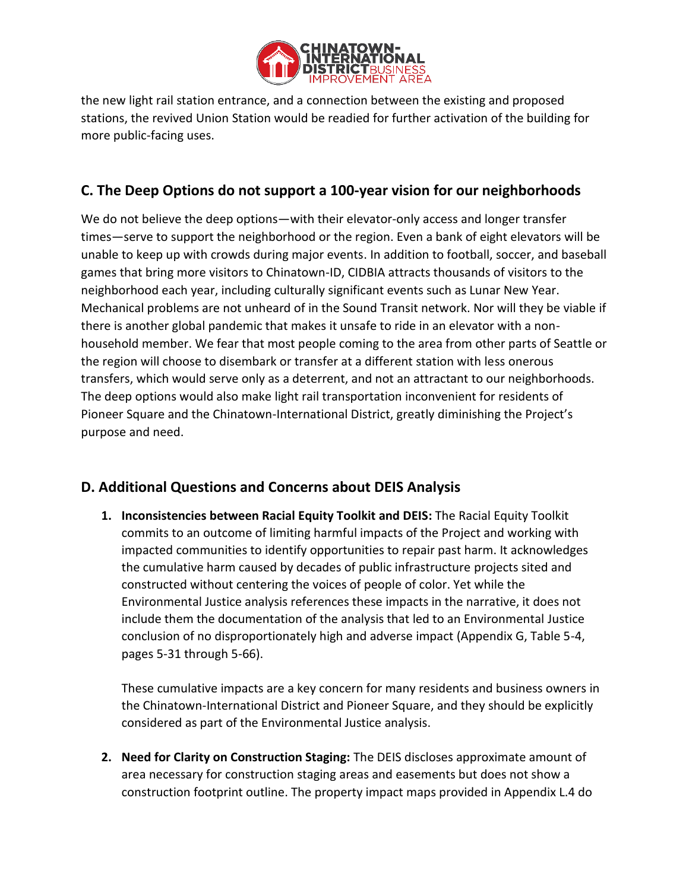the new light rail station entrance, and a connection between the existing and proposed stations, the revived Union Station would be readied for further activation of the building for more public-facing uses.

## C. The Deep Options do not support a 100-year vision for our neighborhoods

We do not believe the deep options—with their elevator-only access and longer transfer times—serve to support the neighborhood or the region. Even a bank of eight elevators will be unable to keep up with crowds during major events. In addition to football, soccer, and baseball games that bring more visitors to Chinatown-ID, CIDBIA attracts thousands of visitors to the neighborhood each year, including culturally significant events such as Lunar New Year. Mechanical problems are not unheard of in the Sound Transit network. Nor will they be viable if there is another global pandemic that makes it unsafe to ride in an elevator with a non-household member. We fear that most people coming to the area from other parts of Seattle or the region will choose to disembark or transfer at a different station with less onerous transfers, which would serve only as a deterrent, and not an attractant to our neighborhoods. The deep options would also make light rail transportation inconvenient for residents of Pioneer Square and the Chinatown-International District, greatly diminishing the Project's purpose and need.

## D. Additional Questions and Concerns about DEIS Analysis

1. **Inconsistencies between Racial Equity Toolkit and DEIS:** The Racial Equity Toolkit commits to an outcome of limiting harmful impacts of the Project and working with impacted communities to identify opportunities to repair past harm. It acknowledges the cumulative harm caused by decades of public infrastructure projects sited and constructed without centering the voices of people of color. Yet while the Environmental Justice analysis references these impacts in the narrative, it does not include them the documentation of the analysis that led to an Environmental Justice conclusion of no disproportionately high and adverse impact (Appendix G, Table 5-4, pages 5-31 through 5-66).

   These cumulative impacts are a key concern for many residents and business owners in the Chinatown-International District and Pioneer Square, and they should be explicitly considered as part of the Environmental Justice analysis.

2. **Need for Clarity on Construction Staging:** The DEIS discloses approximate amount of area necessary for construction staging areas and easements but does not show a construction footprint outline. The property impact maps provided in Appendix L.4 do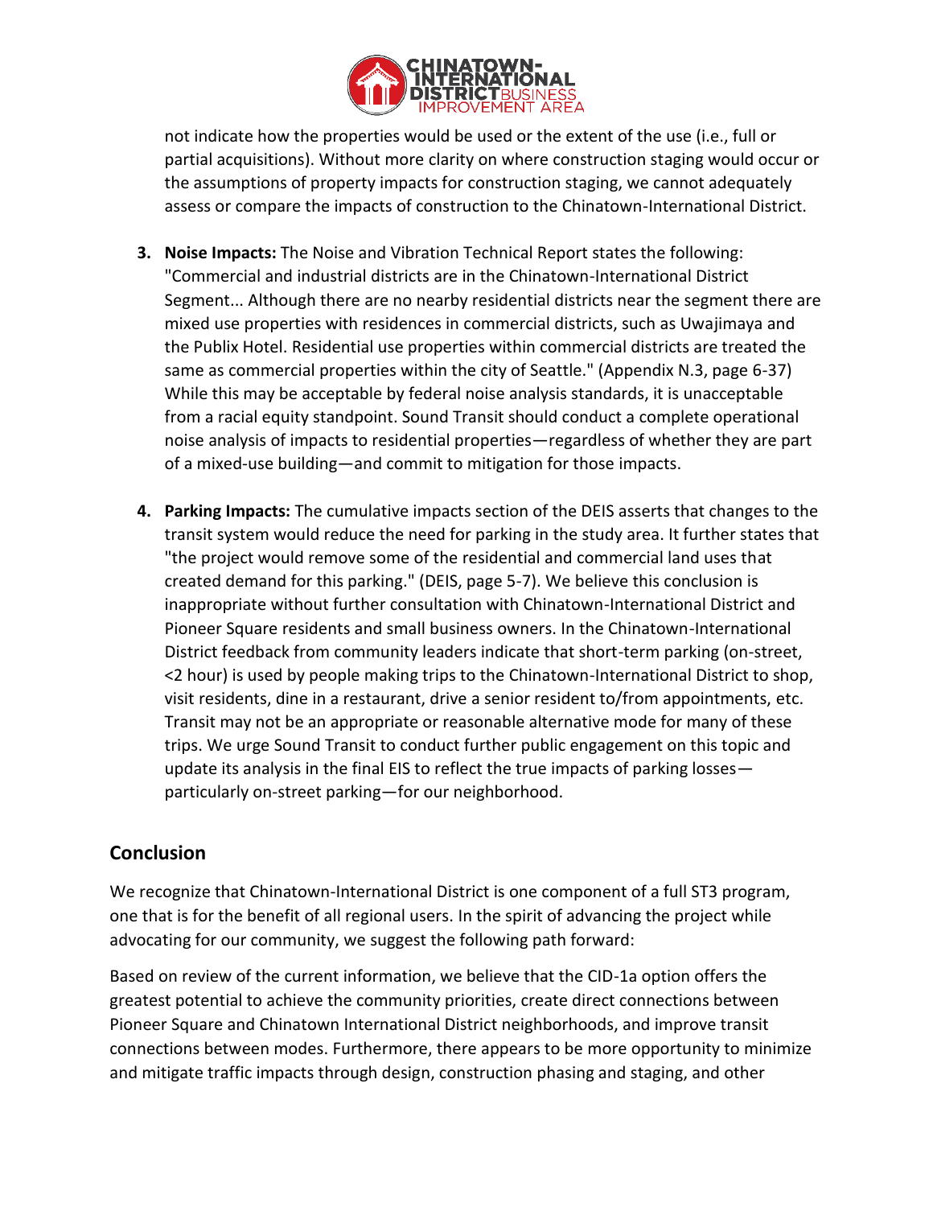not indicate how the properties would be used or the extent of the use (i.e., full or partial acquisitions). Without more clarity on where construction staging would occur or the assumptions of property impacts for construction staging, we cannot adequately assess or compare the impacts of construction to the Chinatown-International District.

3. **Noise Impacts:** The Noise and Vibration Technical Report states the following: "Commercial and industrial districts are in the Chinatown-International District Segment... Although there are no nearby residential districts near the segment there are mixed use properties with residences in commercial districts, such as Uwajimaya and the Publix Hotel. Residential use properties within commercial districts are treated the same as commercial properties within the city of Seattle." (Appendix N.3, page 6-37) While this may be acceptable by federal noise analysis standards, it is unacceptable from a racial equity standpoint. Sound Transit should conduct a complete operational noise analysis of impacts to residential properties—regardless of whether they are part of a mixed-use building—and commit to mitigation for those impacts.

4. **Parking Impacts:** The cumulative impacts section of the DEIS asserts that changes to the transit system would reduce the need for parking in the study area. It further states that "the project would remove some of the residential and commercial land uses that created demand for this parking." (DEIS, page 5-7). We believe this conclusion is inappropriate without further consultation with Chinatown-International District and Pioneer Square residents and small business owners. In the Chinatown-International District feedback from community leaders indicate that short-term parking (on-street, <2 hour) is used by people making trips to the Chinatown-International District to shop, visit residents, dine in a restaurant, drive a senior resident to/from appointments, etc. Transit may not be an appropriate or reasonable alternative mode for many of these trips. We urge Sound Transit to conduct further public engagement on this topic and update its analysis in the final EIS to reflect the true impacts of parking losses—particularly on-street parking—for our neighborhood.

## Conclusion

We recognize that Chinatown-International District is one component of a full ST3 program, one that is for the benefit of all regional users. In the spirit of advancing the project while advocating for our community, we suggest the following path forward:

Based on review of the current information, we believe that the CID-1a option offers the greatest potential to achieve the community priorities, create direct connections between Pioneer Square and Chinatown International District neighborhoods, and improve transit connections between modes. Furthermore, there appears to be more opportunity to minimize and mitigate traffic impacts through design, construction phasing and staging, and other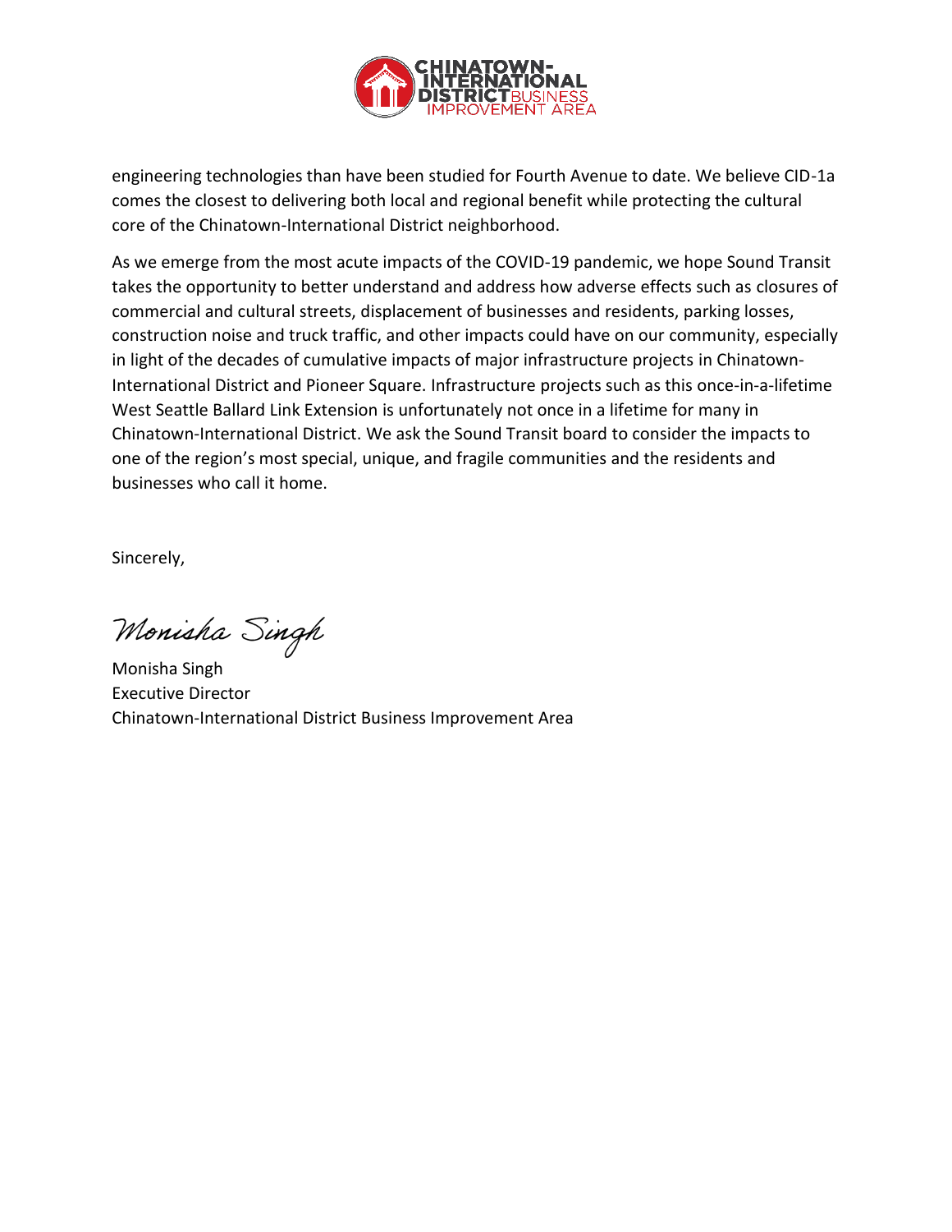engineering technologies than have been studied for Fourth Avenue to date. We believe CID-1a comes the closest to delivering both local and regional benefit while protecting the cultural core of the Chinatown-International District neighborhood.

As we emerge from the most acute impacts of the COVID-19 pandemic, we hope Sound Transit takes the opportunity to better understand and address how adverse effects such as closures of commercial and cultural streets, displacement of businesses and residents, parking losses, construction noise and truck traffic, and other impacts could have on our community, especially in light of the decades of cumulative impacts of major infrastructure projects in Chinatown-International District and Pioneer Square. Infrastructure projects such as this once-in-a-lifetime West Seattle Ballard Link Extension is unfortunately not once in a lifetime for many in Chinatown-International District. We ask the Sound Transit board to consider the impacts to one of the region's most special, unique, and fragile communities and the residents and businesses who call it home.

Sincerely,

*Monisha Singh*

Monisha Singh
Executive Director
Chinatown-International District Business Improvement Area